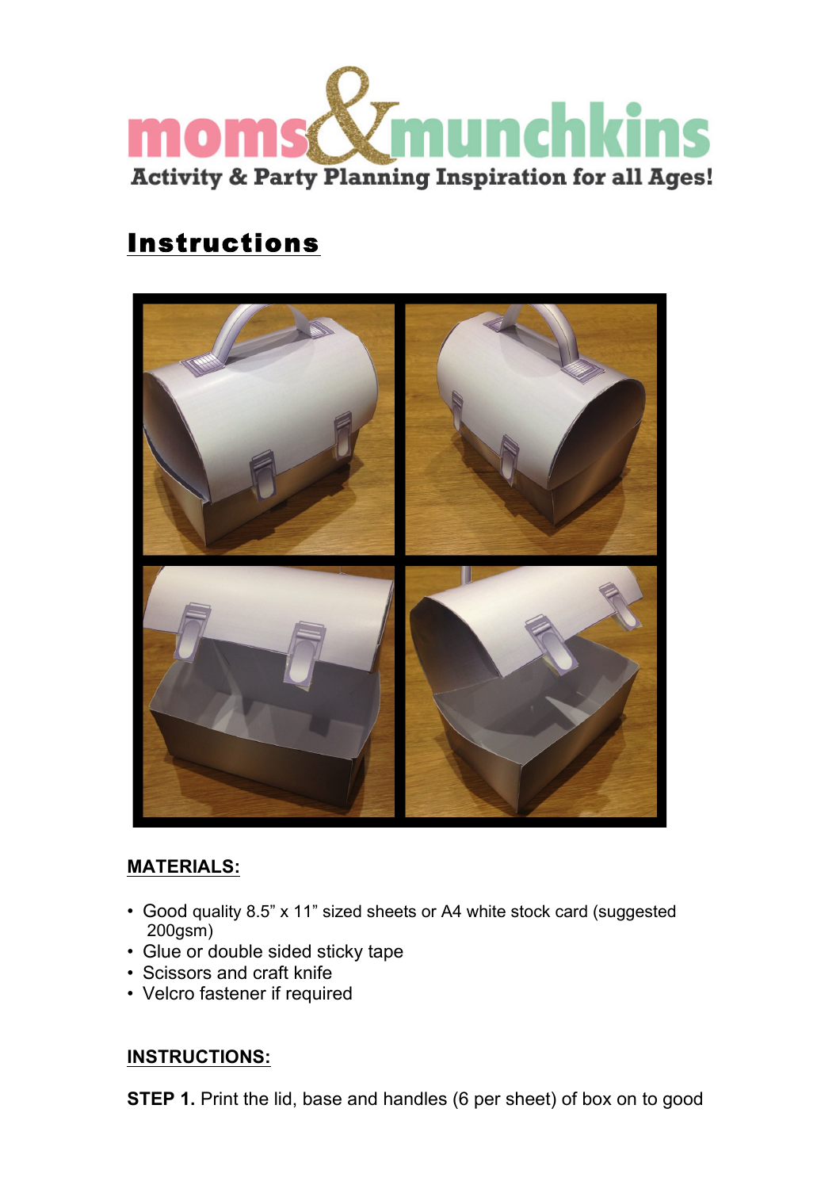# moms&munchkins

Activity & Party Planning Inspiration for all Ages!

## Instructions

### MATERIALS:

- Good quality 8.5" x 11" sized sheets or A4 white stock card (suggested 200gsm)
- Glue or double sided sticky tape
- Scissors and craft knife
- Velcro fastener if required

### INSTRUCTIONS:

**STEP 1.** Print the lid, base and handles (6 per sheet) of box on to good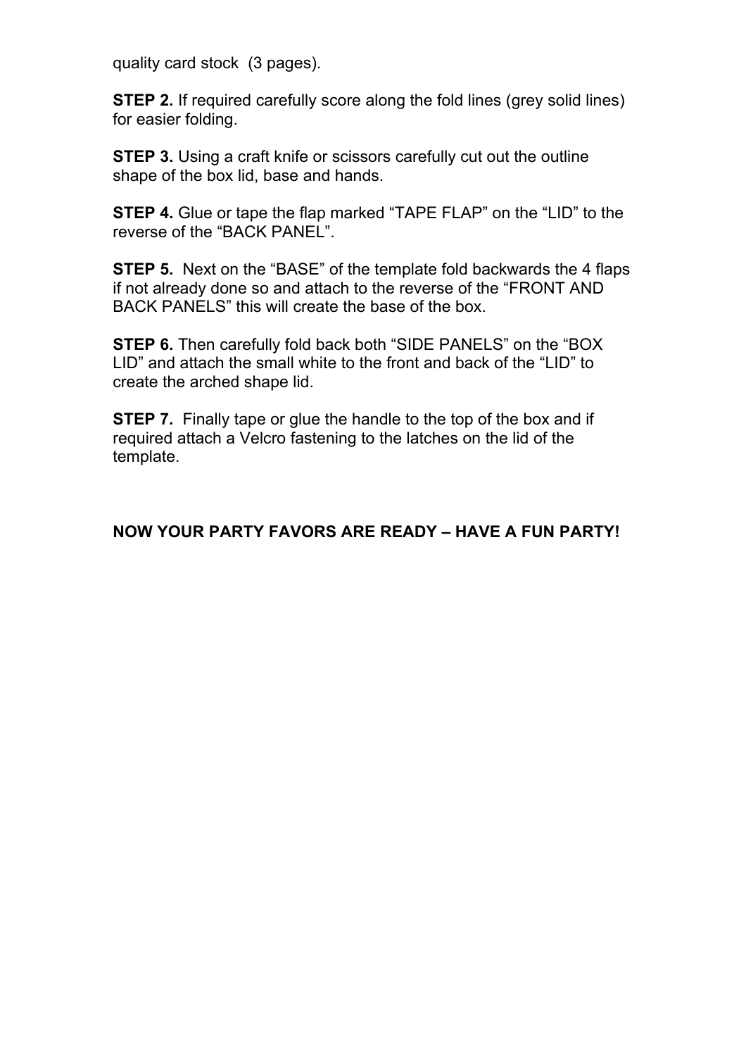quality card stock (3 pages).

**STEP 2.** If required carefully score along the fold lines (grey solid lines) for easier folding.

**STEP 3.** Using a craft knife or scissors carefully cut out the outline shape of the box lid, base and hands.

**STEP 4.** Glue or tape the flap marked “TAPE FLAP” on the “LID” to the reverse of the “BACK PANEL”.

**STEP 5.** Next on the “BASE” of the template fold backwards the 4 flaps if not already done so and attach to the reverse of the “FRONT AND BACK PANELS” this will create the base of the box.

**STEP 6.** Then carefully fold back both “SIDE PANELS” on the “BOX LID” and attach the small white to the front and back of the “LID” to create the arched shape lid.

**STEP 7.** Finally tape or glue the handle to the top of the box and if required attach a Velcro fastening to the latches on the lid of the template.

**NOW YOUR PARTY FAVORS ARE READY – HAVE A FUN PARTY!**